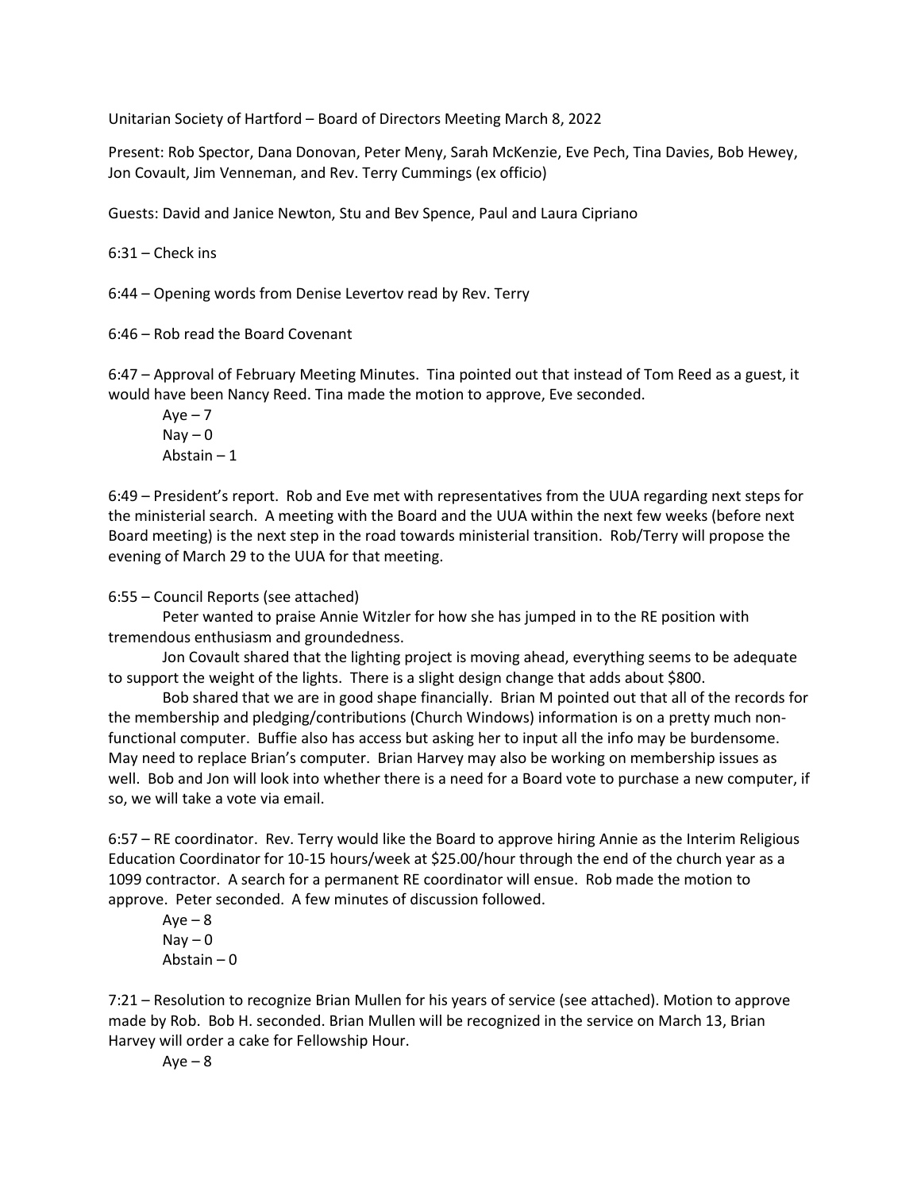Unitarian Society of Hartford – Board of Directors Meeting March 8, 2022

Present: Rob Spector, Dana Donovan, Peter Meny, Sarah McKenzie, Eve Pech, Tina Davies, Bob Hewey, Jon Covault, Jim Venneman, and Rev. Terry Cummings (ex officio)

Guests: David and Janice Newton, Stu and Bev Spence, Paul and Laura Cipriano

6:31 – Check ins

6:44 – Opening words from Denise Levertov read by Rev. Terry

6:46 – Rob read the Board Covenant

6:47 – Approval of February Meeting Minutes. Tina pointed out that instead of Tom Reed as a guest, it would have been Nancy Reed. Tina made the motion to approve, Eve seconded.

Aye – 7
Nay – 0
Abstain – 1

6:49 – President's report. Rob and Eve met with representatives from the UUA regarding next steps for the ministerial search. A meeting with the Board and the UUA within the next few weeks (before next Board meeting) is the next step in the road towards ministerial transition. Rob/Terry will propose the evening of March 29 to the UUA for that meeting.

6:55 – Council Reports (see attached)

Peter wanted to praise Annie Witzler for how she has jumped in to the RE position with tremendous enthusiasm and groundedness.

Jon Covault shared that the lighting project is moving ahead, everything seems to be adequate to support the weight of the lights. There is a slight design change that adds about $800.

Bob shared that we are in good shape financially. Brian M pointed out that all of the records for the membership and pledging/contributions (Church Windows) information is on a pretty much non-functional computer. Buffie also has access but asking her to input all the info may be burdensome. May need to replace Brian's computer. Brian Harvey may also be working on membership issues as well. Bob and Jon will look into whether there is a need for a Board vote to purchase a new computer, if so, we will take a vote via email.

6:57 – RE coordinator. Rev. Terry would like the Board to approve hiring Annie as the Interim Religious Education Coordinator for 10-15 hours/week at $25.00/hour through the end of the church year as a 1099 contractor. A search for a permanent RE coordinator will ensue. Rob made the motion to approve. Peter seconded. A few minutes of discussion followed.

Aye – 8
Nay – 0
Abstain – 0

7:21 – Resolution to recognize Brian Mullen for his years of service (see attached). Motion to approve made by Rob. Bob H. seconded. Brian Mullen will be recognized in the service on March 13, Brian Harvey will order a cake for Fellowship Hour.

Aye – 8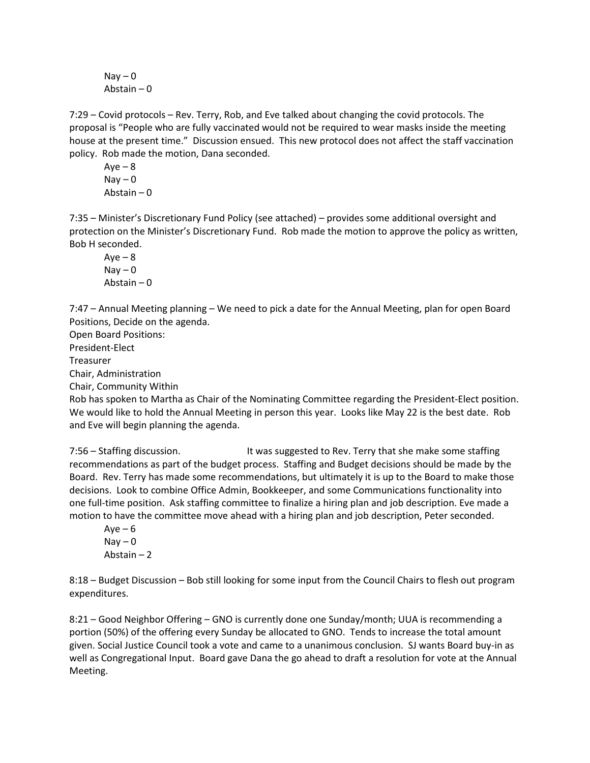Nay – 0
Abstain – 0

7:29 – Covid protocols – Rev. Terry, Rob, and Eve talked about changing the covid protocols. The proposal is "People who are fully vaccinated would not be required to wear masks inside the meeting house at the present time." Discussion ensued. This new protocol does not affect the staff vaccination policy. Rob made the motion, Dana seconded.

Aye – 8
Nay – 0
Abstain – 0

7:35 – Minister's Discretionary Fund Policy (see attached) – provides some additional oversight and protection on the Minister's Discretionary Fund. Rob made the motion to approve the policy as written, Bob H seconded.

Aye – 8
Nay – 0
Abstain – 0

7:47 – Annual Meeting planning – We need to pick a date for the Annual Meeting, plan for open Board Positions, Decide on the agenda.

Open Board Positions:
President-Elect
Treasurer
Chair, Administration
Chair, Community Within

Rob has spoken to Martha as Chair of the Nominating Committee regarding the President-Elect position. We would like to hold the Annual Meeting in person this year. Looks like May 22 is the best date. Rob and Eve will begin planning the agenda.

7:56 – Staffing discussion. It was suggested to Rev. Terry that she make some staffing recommendations as part of the budget process. Staffing and Budget decisions should be made by the Board. Rev. Terry has made some recommendations, but ultimately it is up to the Board to make those decisions. Look to combine Office Admin, Bookkeeper, and some Communications functionality into one full-time position. Ask staffing committee to finalize a hiring plan and job description. Eve made a motion to have the committee move ahead with a hiring plan and job description, Peter seconded.

Aye – 6
Nay – 0
Abstain – 2

8:18 – Budget Discussion – Bob still looking for some input from the Council Chairs to flesh out program expenditures.

8:21 – Good Neighbor Offering – GNO is currently done one Sunday/month; UUA is recommending a portion (50%) of the offering every Sunday be allocated to GNO. Tends to increase the total amount given. Social Justice Council took a vote and came to a unanimous conclusion. SJ wants Board buy-in as well as Congregational Input. Board gave Dana the go ahead to draft a resolution for vote at the Annual Meeting.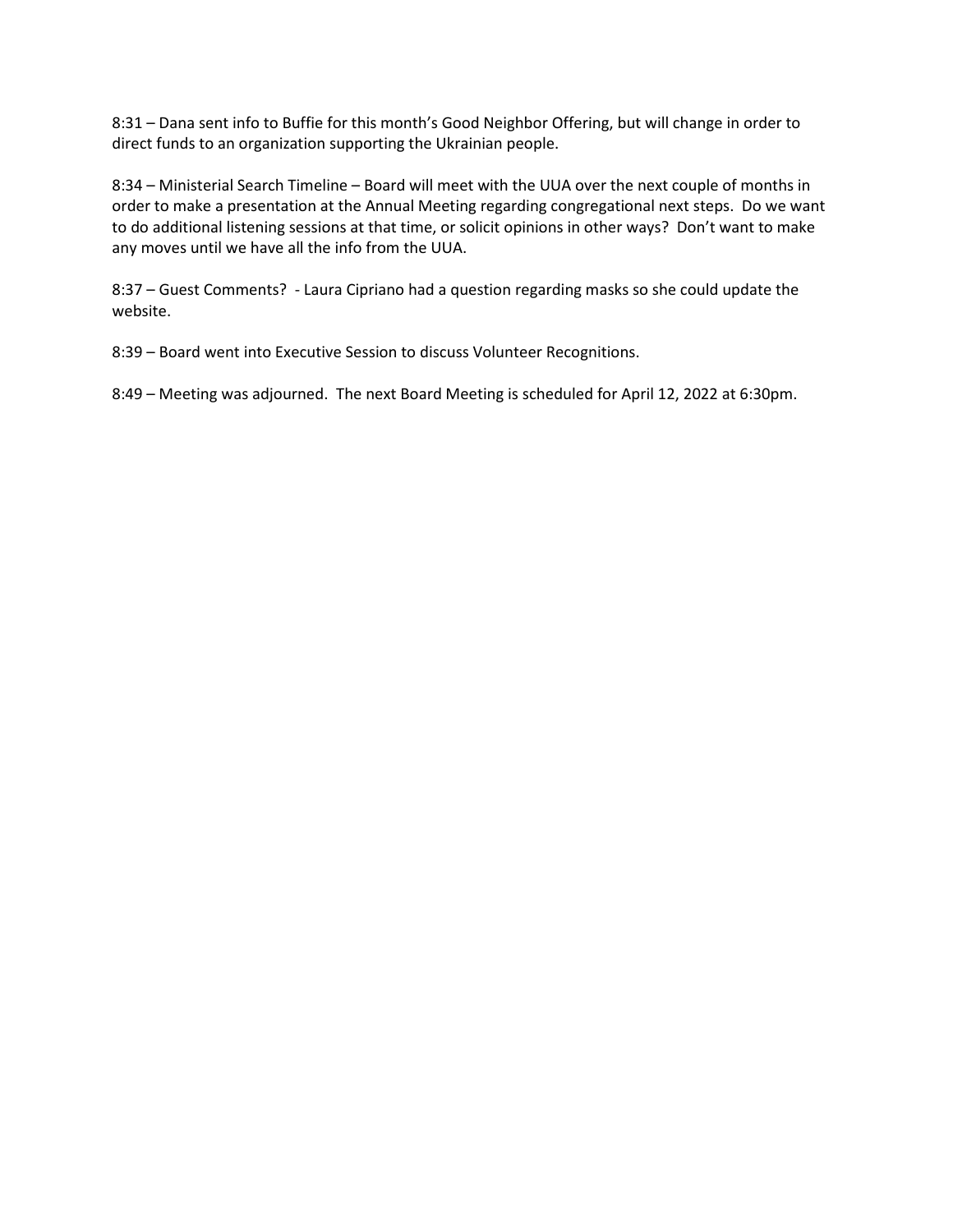8:31 – Dana sent info to Buffie for this month's Good Neighbor Offering, but will change in order to direct funds to an organization supporting the Ukrainian people.

8:34 – Ministerial Search Timeline – Board will meet with the UUA over the next couple of months in order to make a presentation at the Annual Meeting regarding congregational next steps. Do we want to do additional listening sessions at that time, or solicit opinions in other ways? Don't want to make any moves until we have all the info from the UUA.

8:37 – Guest Comments? - Laura Cipriano had a question regarding masks so she could update the website.

8:39 – Board went into Executive Session to discuss Volunteer Recognitions.

8:49 – Meeting was adjourned. The next Board Meeting is scheduled for April 12, 2022 at 6:30pm.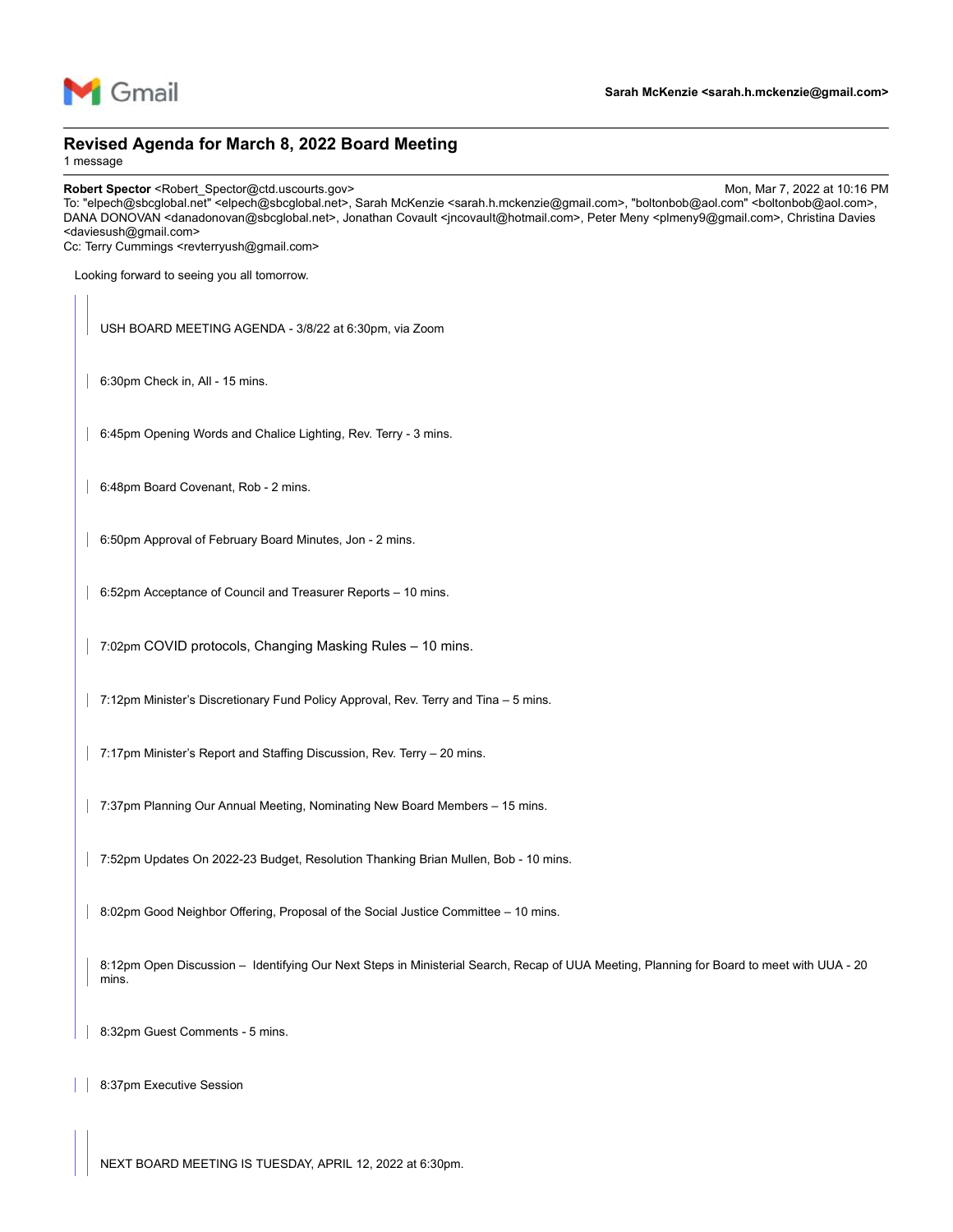Gmail

**Sarah McKenzie <sarah.h.mckenzie@gmail.com>**

# Revised Agenda for March 8, 2022 Board Meeting

1 message

**Robert Spector** <Robert_Spector@ctd.uscourts.gov> Mon, Mar 7, 2022 at 10:16 PM
To: "elpech@sbcglobal.net" <elpech@sbcglobal.net>, Sarah McKenzie <sarah.h.mckenzie@gmail.com>, "boltonbob@aol.com" <boltonbob@aol.com>, DANA DONOVAN <danadonovan@sbcglobal.net>, Jonathan Covault <jncovault@hotmail.com>, Peter Meny <plmeny9@gmail.com>, Christina Davies <daviesush@gmail.com>
Cc: Terry Cummings <revterryush@gmail.com>

Looking forward to seeing you all tomorrow.

> USH BOARD MEETING AGENDA - 3/8/22 at 6:30pm, via Zoom
>
> 6:30pm Check in, All - 15 mins.
>
> 6:45pm Opening Words and Chalice Lighting, Rev. Terry - 3 mins.
>
> 6:48pm Board Covenant, Rob - 2 mins.
>
> 6:50pm Approval of February Board Minutes, Jon - 2 mins.
>
> 6:52pm Acceptance of Council and Treasurer Reports – 10 mins.
>
> 7:02pm COVID protocols, Changing Masking Rules – 10 mins.
>
> 7:12pm Minister's Discretionary Fund Policy Approval, Rev. Terry and Tina – 5 mins.
>
> 7:17pm Minister's Report and Staffing Discussion, Rev. Terry – 20 mins.
>
> 7:37pm Planning Our Annual Meeting, Nominating New Board Members – 15 mins.
>
> 7:52pm Updates On 2022-23 Budget, Resolution Thanking Brian Mullen, Bob - 10 mins.
>
> 8:02pm Good Neighbor Offering, Proposal of the Social Justice Committee – 10 mins.
>
> 8:12pm Open Discussion – Identifying Our Next Steps in Ministerial Search, Recap of UUA Meeting, Planning for Board to meet with UUA - 20 mins.
>
> 8:32pm Guest Comments - 5 mins.
>
> 8:37pm Executive Session
>
> NEXT BOARD MEETING IS TUESDAY, APRIL 12, 2022 at 6:30pm.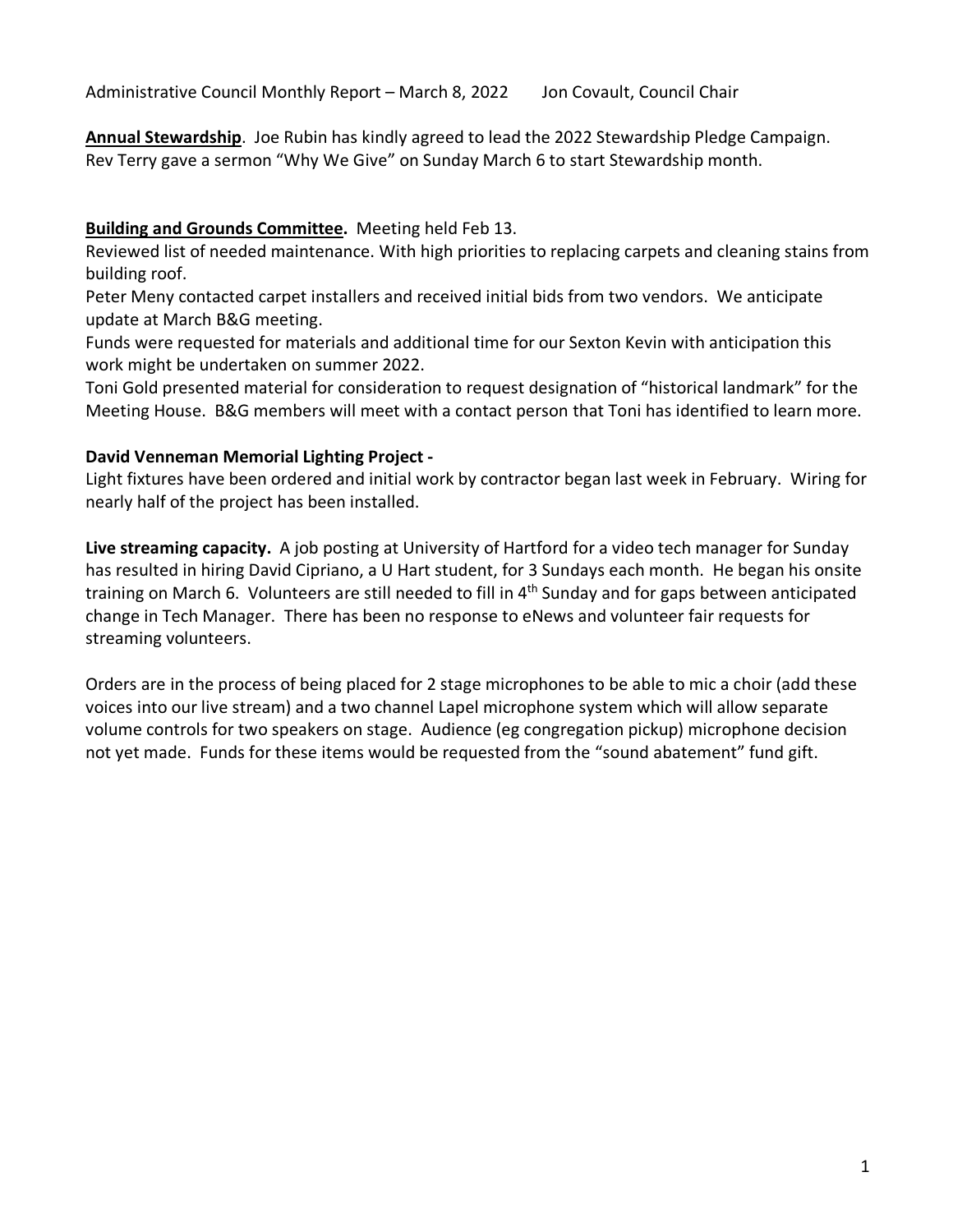Administrative Council Monthly Report – March 8, 2022 Jon Covault, Council Chair

**Annual Stewardship**. Joe Rubin has kindly agreed to lead the 2022 Stewardship Pledge Campaign. Rev Terry gave a sermon "Why We Give" on Sunday March 6 to start Stewardship month.

**Building and Grounds Committee.** Meeting held Feb 13.
Reviewed list of needed maintenance. With high priorities to replacing carpets and cleaning stains from building roof.
Peter Meny contacted carpet installers and received initial bids from two vendors. We anticipate update at March B&G meeting.
Funds were requested for materials and additional time for our Sexton Kevin with anticipation this work might be undertaken on summer 2022.
Toni Gold presented material for consideration to request designation of "historical landmark" for the Meeting House. B&G members will meet with a contact person that Toni has identified to learn more.

**David Venneman Memorial Lighting Project -**
Light fixtures have been ordered and initial work by contractor began last week in February. Wiring for nearly half of the project has been installed.

**Live streaming capacity.** A job posting at University of Hartford for a video tech manager for Sunday has resulted in hiring David Cipriano, a U Hart student, for 3 Sundays each month. He began his onsite training on March 6. Volunteers are still needed to fill in 4th Sunday and for gaps between anticipated change in Tech Manager. There has been no response to eNews and volunteer fair requests for streaming volunteers.

Orders are in the process of being placed for 2 stage microphones to be able to mic a choir (add these voices into our live stream) and a two channel Lapel microphone system which will allow separate volume controls for two speakers on stage. Audience (eg congregation pickup) microphone decision not yet made. Funds for these items would be requested from the "sound abatement" fund gift.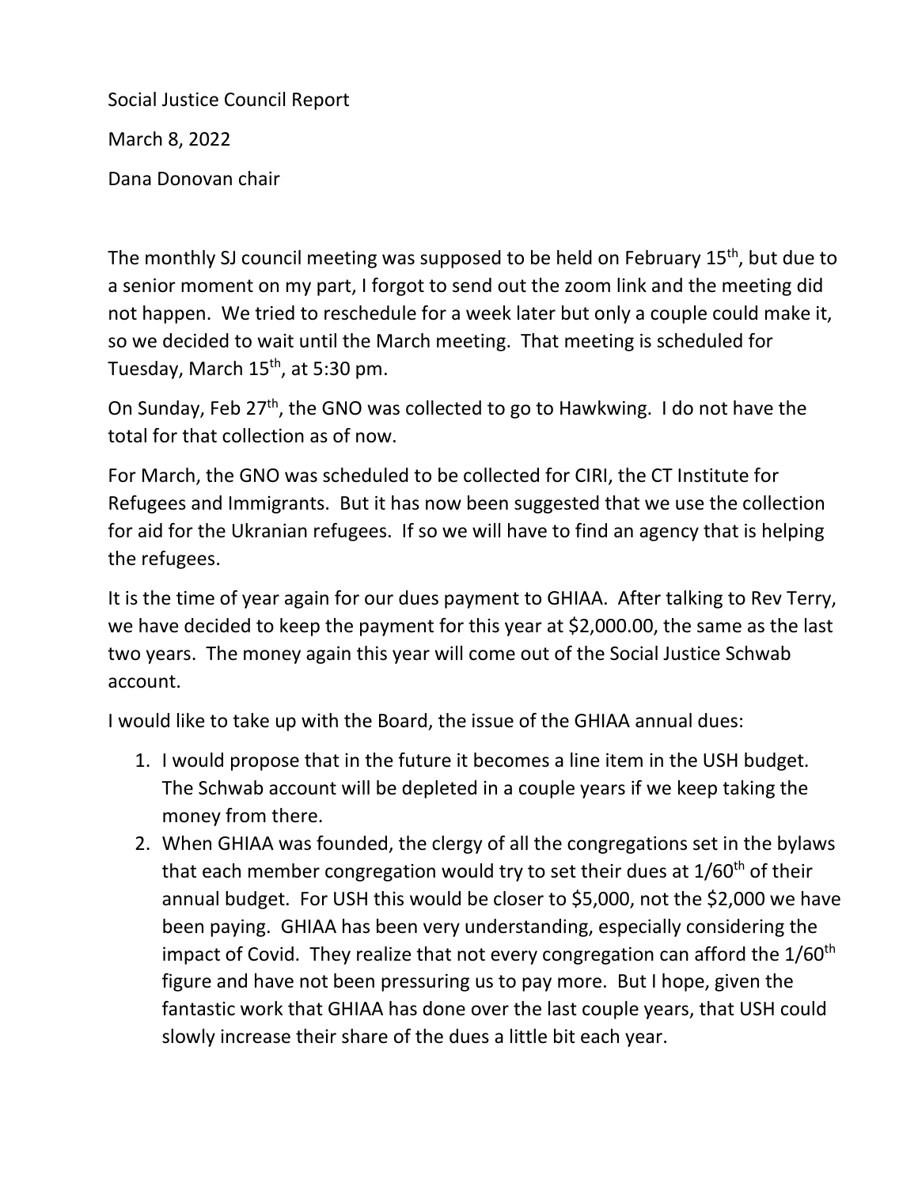Social Justice Council Report

March 8, 2022

Dana Donovan chair

The monthly SJ council meeting was supposed to be held on February 15th, but due to a senior moment on my part, I forgot to send out the zoom link and the meeting did not happen. We tried to reschedule for a week later but only a couple could make it, so we decided to wait until the March meeting. That meeting is scheduled for Tuesday, March 15th, at 5:30 pm.

On Sunday, Feb 27th, the GNO was collected to go to Hawkwing. I do not have the total for that collection as of now.

For March, the GNO was scheduled to be collected for CIRI, the CT Institute for Refugees and Immigrants. But it has now been suggested that we use the collection for aid for the Ukranian refugees. If so we will have to find an agency that is helping the refugees.

It is the time of year again for our dues payment to GHIAA. After talking to Rev Terry, we have decided to keep the payment for this year at $2,000.00, the same as the last two years. The money again this year will come out of the Social Justice Schwab account.

I would like to take up with the Board, the issue of the GHIAA annual dues:

1. I would propose that in the future it becomes a line item in the USH budget. The Schwab account will be depleted in a couple years if we keep taking the money from there.
2. When GHIAA was founded, the clergy of all the congregations set in the bylaws that each member congregation would try to set their dues at 1/60th of their annual budget. For USH this would be closer to $5,000, not the $2,000 we have been paying. GHIAA has been very understanding, especially considering the impact of Covid. They realize that not every congregation can afford the 1/60th figure and have not been pressuring us to pay more. But I hope, given the fantastic work that GHIAA has done over the last couple years, that USH could slowly increase their share of the dues a little bit each year.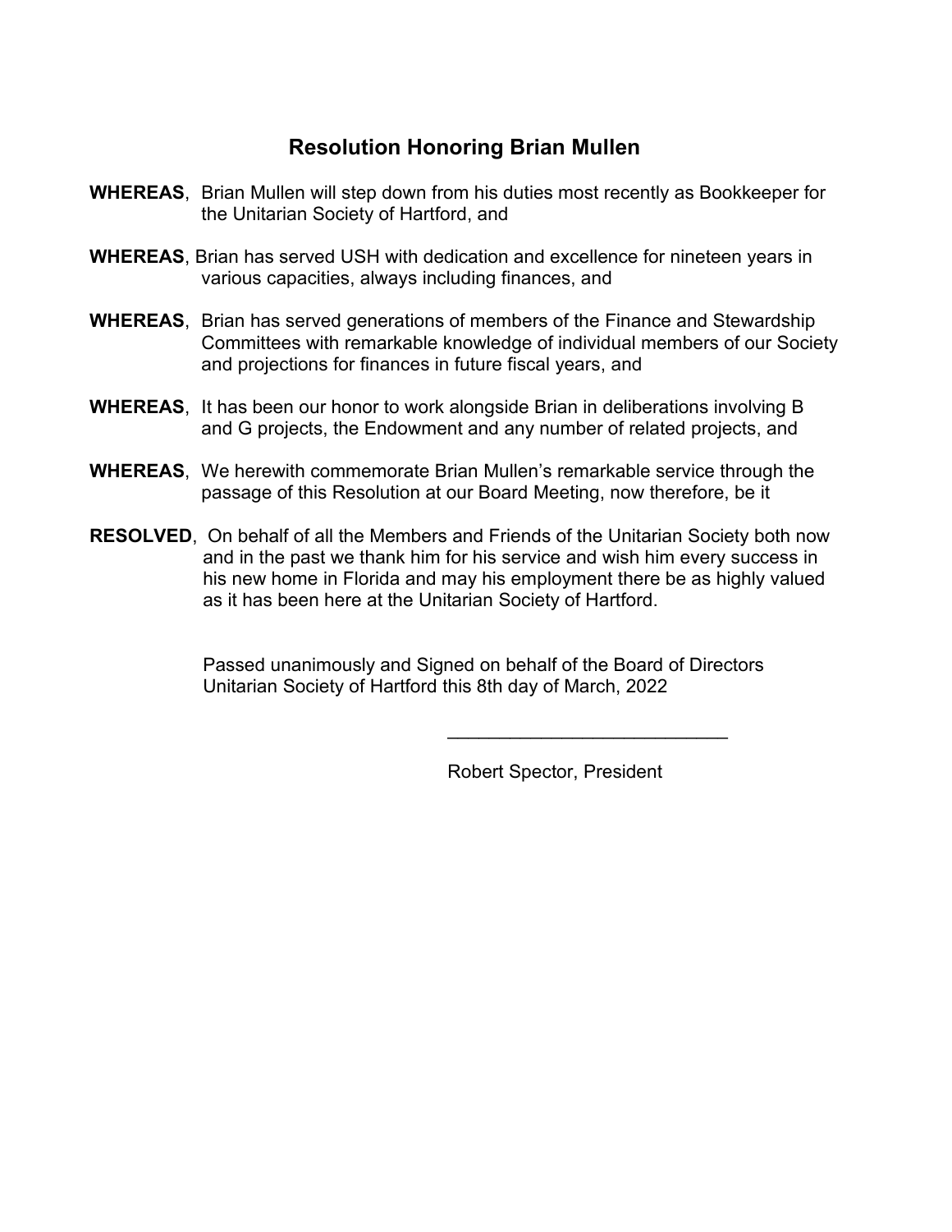## Resolution Honoring Brian Mullen

**WHEREAS**, Brian Mullen will step down from his duties most recently as Bookkeeper for the Unitarian Society of Hartford, and

**WHEREAS**, Brian has served USH with dedication and excellence for nineteen years in various capacities, always including finances, and

**WHEREAS**, Brian has served generations of members of the Finance and Stewardship Committees with remarkable knowledge of individual members of our Society and projections for finances in future fiscal years, and

**WHEREAS**, It has been our honor to work alongside Brian in deliberations involving B and G projects, the Endowment and any number of related projects, and

**WHEREAS**, We herewith commemorate Brian Mullen's remarkable service through the passage of this Resolution at our Board Meeting, now therefore, be it

**RESOLVED**, On behalf of all the Members and Friends of the Unitarian Society both now and in the past we thank him for his service and wish him every success in his new home in Florida and may his employment there be as highly valued as it has been here at the Unitarian Society of Hartford.

Passed unanimously and Signed on behalf of the Board of Directors
Unitarian Society of Hartford this 8th day of March, 2022

\_\_\_\_\_\_\_\_\_\_\_\_\_\_\_\_\_\_\_\_\_\_\_\_\_\_\_\_

Robert Spector, President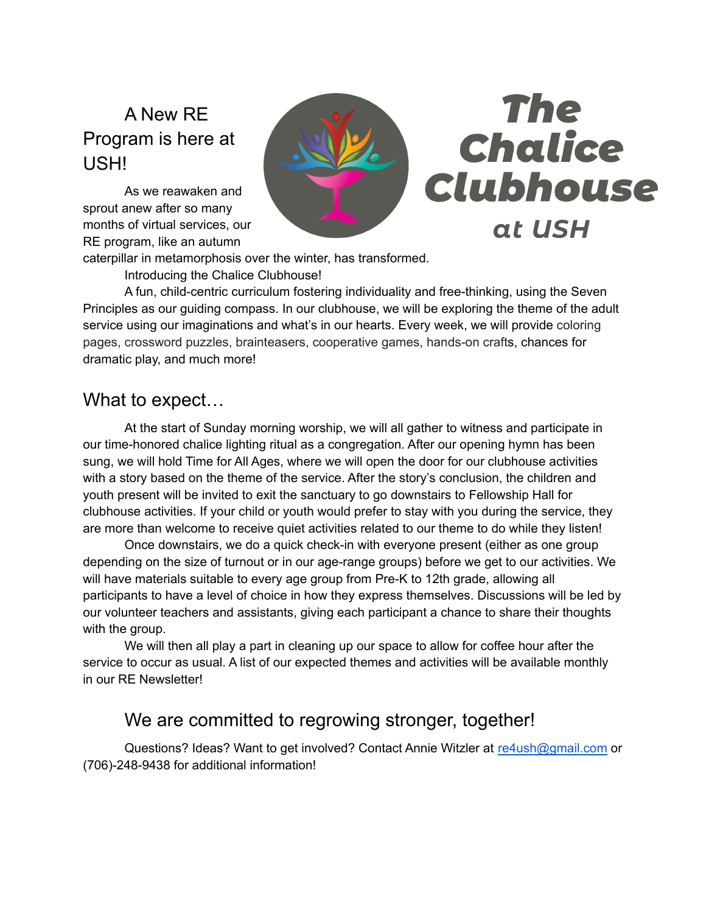# A New RE Program is here at USH!

**The Chalice Clubhouse**

*at USH*

As we reawaken and sprout anew after so many months of virtual services, our RE program, like an autumn caterpillar in metamorphosis over the winter, has transformed.

Introducing the Chalice Clubhouse!

A fun, child-centric curriculum fostering individuality and free-thinking, using the Seven Principles as our guiding compass. In our clubhouse, we will be exploring the theme of the adult service using our imaginations and what's in our hearts. Every week, we will provide coloring pages, crossword puzzles, brainteasers, cooperative games, hands-on crafts, chances for dramatic play, and much more!

## What to expect…

At the start of Sunday morning worship, we will all gather to witness and participate in our time-honored chalice lighting ritual as a congregation. After our opening hymn has been sung, we will hold Time for All Ages, where we will open the door for our clubhouse activities with a story based on the theme of the service. After the story's conclusion, the children and youth present will be invited to exit the sanctuary to go downstairs to Fellowship Hall for clubhouse activities. If your child or youth would prefer to stay with you during the service, they are more than welcome to receive quiet activities related to our theme to do while they listen!

Once downstairs, we do a quick check-in with everyone present (either as one group depending on the size of turnout or in our age-range groups) before we get to our activities. We will have materials suitable to every age group from Pre-K to 12th grade, allowing all participants to have a level of choice in how they express themselves. Discussions will be led by our volunteer teachers and assistants, giving each participant a chance to share their thoughts with the group.

We will then all play a part in cleaning up our space to allow for coffee hour after the service to occur as usual. A list of our expected themes and activities will be available monthly in our RE Newsletter!

## We are committed to regrowing stronger, together!

Questions? Ideas? Want to get involved? Contact Annie Witzler at re4ush@gmail.com or (706)-248-9438 for additional information!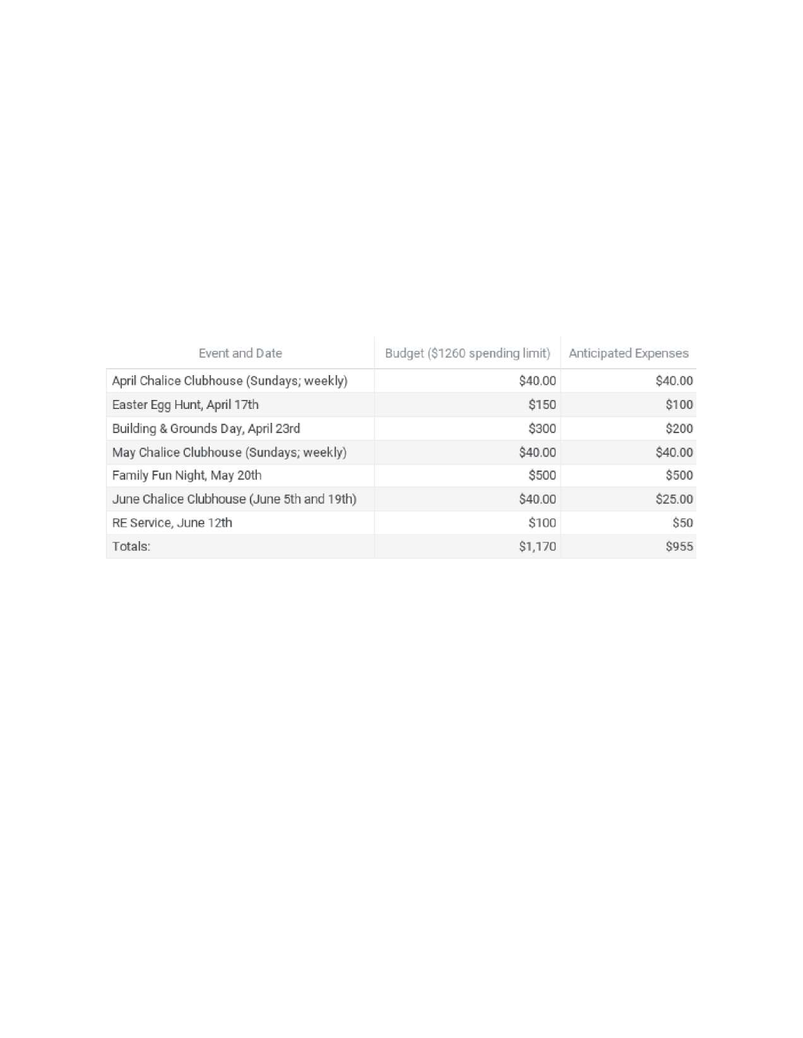| Event and Date | Budget ($1260 spending limit) | Anticipated Expenses |
| --- | ---: | ---: |
| April Chalice Clubhouse (Sundays; weekly) | $40.00 | $40.00 |
| Easter Egg Hunt, April 17th | $150 | $100 |
| Building & Grounds Day, April 23rd | $300 | $200 |
| May Chalice Clubhouse (Sundays; weekly) | $40.00 | $40.00 |
| Family Fun Night, May 20th | $500 | $500 |
| June Chalice Clubhouse (June 5th and 19th) | $40.00 | $25.00 |
| RE Service, June 12th | $100 | $50 |
| Totals: | $1,170 | $955 |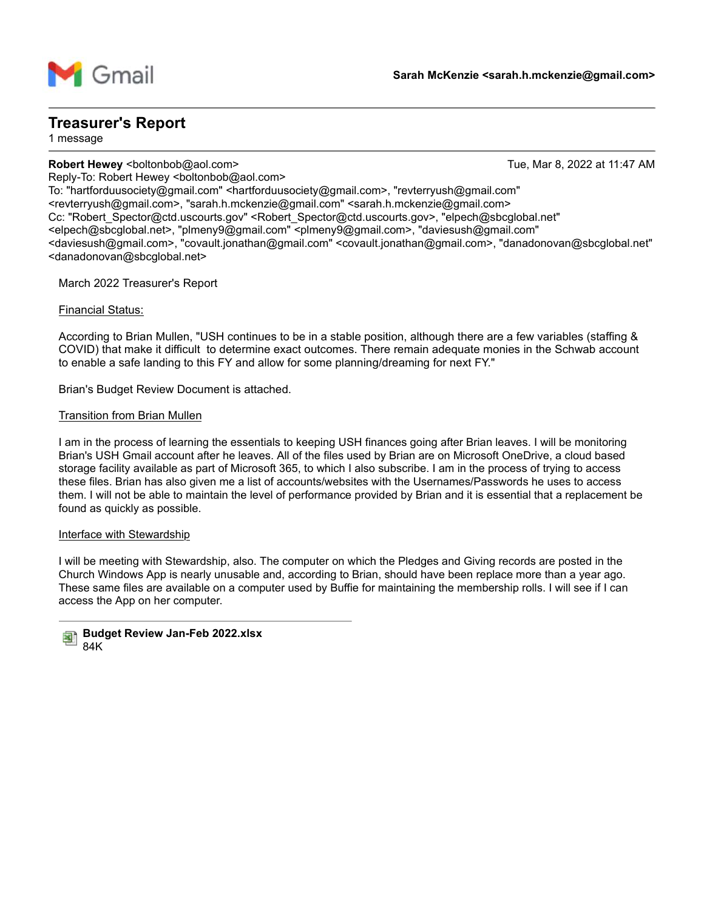Gmail

**Sarah McKenzie <sarah.h.mckenzie@gmail.com>**

---

## Treasurer's Report

1 message

---

**Robert Hewey** <boltonbob@aol.com> Tue, Mar 8, 2022 at 11:47 AM
Reply-To: Robert Hewey <boltonbob@aol.com>
To: "hartforduusociety@gmail.com" <hartforduusociety@gmail.com>, "revterryush@gmail.com" <revterryush@gmail.com>, "sarah.h.mckenzie@gmail.com" <sarah.h.mckenzie@gmail.com>
Cc: "Robert_Spector@ctd.uscourts.gov" <Robert_Spector@ctd.uscourts.gov>, "elpech@sbcglobal.net" <elpech@sbcglobal.net>, "plmeny9@gmail.com" <plmeny9@gmail.com>, "daviesush@gmail.com" <daviesush@gmail.com>, "covault.jonathan@gmail.com" <covault.jonathan@gmail.com>, "danadonovan@sbcglobal.net" <danadonovan@sbcglobal.net>

March 2022 Treasurer's Report

<u>Financial Status:</u>

According to Brian Mullen, "USH continues to be in a stable position, although there are a few variables (staffing & COVID) that make it difficult to determine exact outcomes. There remain adequate monies in the Schwab account to enable a safe landing to this FY and allow for some planning/dreaming for next FY."

Brian's Budget Review Document is attached.

<u>Transition from Brian Mullen</u>

I am in the process of learning the essentials to keeping USH finances going after Brian leaves. I will be monitoring Brian's USH Gmail account after he leaves. All of the files used by Brian are on Microsoft OneDrive, a cloud based storage facility available as part of Microsoft 365, to which I also subscribe. I am in the process of trying to access these files. Brian has also given me a list of accounts/websites with the Usernames/Passwords he uses to access them. I will not be able to maintain the level of performance provided by Brian and it is essential that a replacement be found as quickly as possible.

<u>Interface with Stewardship</u>

I will be meeting with Stewardship, also. The computer on which the Pledges and Giving records are posted in the Church Windows App is nearly unusable and, according to Brian, should have been replace more than a year ago. These same files are available on a computer used by Buffie for maintaining the membership rolls. I will see if I can access the App on her computer.

---

**Budget Review Jan-Feb 2022.xlsx**
84K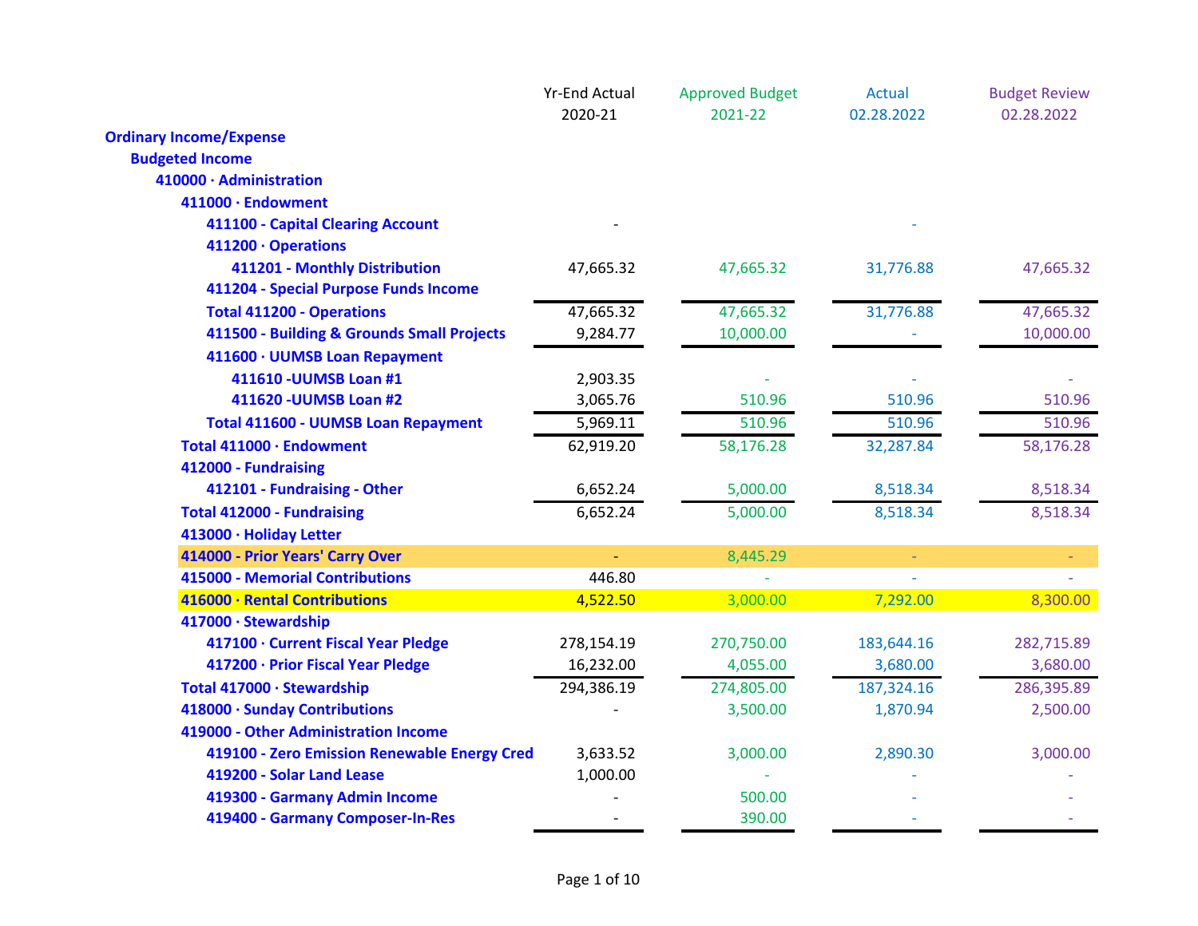| | Yr-End Actual 2020-21 | Approved Budget 2021-22 | Actual 02.28.2022 | Budget Review 02.28.2022 |
|---|---|---|---|---|
| **Ordinary Income/Expense** | | | | |
| **Budgeted Income** | | | | |
| **410000 · Administration** | | | | |
| **411000 · Endowment** | | | | |
| **411100 - Capital Clearing Account** | - | | - | |
| **411200 · Operations** | | | | |
| **411201 - Monthly Distribution** | 47,665.32 | 47,665.32 | 31,776.88 | 47,665.32 |
| **411204 - Special Purpose Funds Income** | | | | |
| **Total 411200 - Operations** | 47,665.32 | 47,665.32 | 31,776.88 | 47,665.32 |
| **411500 - Building & Grounds Small Projects** | 9,284.77 | 10,000.00 | - | 10,000.00 |
| **411600 · UUMSB Loan Repayment** | | | | |
| **411610 -UUMSB Loan #1** | 2,903.35 | - | - | - |
| **411620 -UUMSB Loan #2** | 3,065.76 | 510.96 | 510.96 | 510.96 |
| **Total 411600 - UUMSB Loan Repayment** | 5,969.11 | 510.96 | 510.96 | 510.96 |
| **Total 411000 · Endowment** | 62,919.20 | 58,176.28 | 32,287.84 | 58,176.28 |
| **412000 - Fundraising** | | | | |
| **412101 - Fundraising - Other** | 6,652.24 | 5,000.00 | 8,518.34 | 8,518.34 |
| **Total 412000 - Fundraising** | 6,652.24 | 5,000.00 | 8,518.34 | 8,518.34 |
| **413000 · Holiday Letter** | | | | |
| **414000 - Prior Years' Carry Over** | - | 8,445.29 | - | - |
| **415000 - Memorial Contributions** | 446.80 | - | - | - |
| **416000 · Rental Contributions** | 4,522.50 | 3,000.00 | 7,292.00 | 8,300.00 |
| **417000 · Stewardship** | | | | |
| **417100 · Current Fiscal Year Pledge** | 278,154.19 | 270,750.00 | 183,644.16 | 282,715.89 |
| **417200 · Prior Fiscal Year Pledge** | 16,232.00 | 4,055.00 | 3,680.00 | 3,680.00 |
| **Total 417000 · Stewardship** | 294,386.19 | 274,805.00 | 187,324.16 | 286,395.89 |
| **418000 · Sunday Contributions** | - | 3,500.00 | 1,870.94 | 2,500.00 |
| **419000 - Other Administration Income** | | | | |
| **419100 - Zero Emission Renewable Energy Cred** | 3,633.52 | 3,000.00 | 2,890.30 | 3,000.00 |
| **419200 - Solar Land Lease** | 1,000.00 | - | - | - |
| **419300 - Garmany Admin Income** | - | 500.00 | - | - |
| **419400 - Garmany Composer-In-Res** | - | 390.00 | - | - |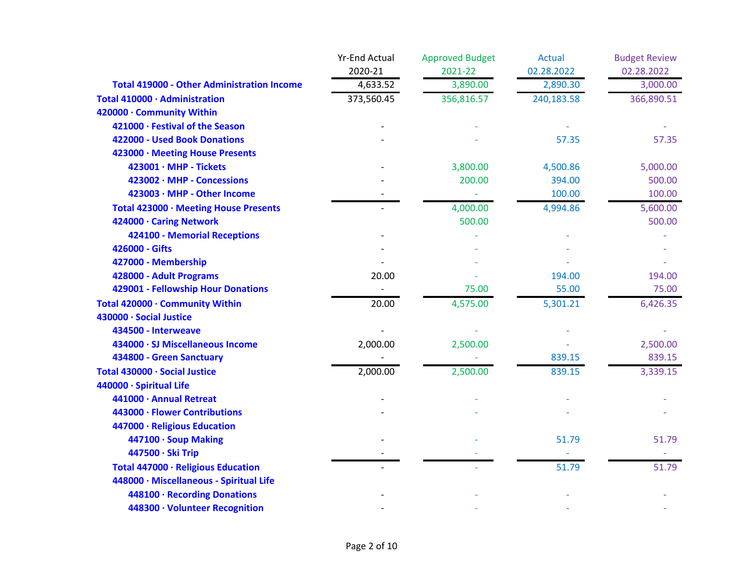| | Yr-End Actual 2020-21 | Approved Budget 2021-22 | Actual 02.28.2022 | Budget Review 02.28.2022 |
|---|---|---|---|---|
| **Total 419000 - Other Administration Income** | 4,633.52 | 3,890.00 | 2,890.30 | 3,000.00 |
| **Total 410000 · Administration** | 373,560.45 | 356,816.57 | 240,183.58 | 366,890.51 |
| **420000 · Community Within** | | | | |
| **421000 · Festival of the Season** | - | - | - | - |
| **422000 - Used Book Donations** | - | - | 57.35 | 57.35 |
| **423000 · Meeting House Presents** | | | | |
| **423001 · MHP - Tickets** | - | 3,800.00 | 4,500.86 | 5,000.00 |
| **423002 · MHP - Concessions** | - | 200.00 | 394.00 | 500.00 |
| **423003 · MHP - Other Income** | - | - | 100.00 | 100.00 |
| **Total 423000 · Meeting House Presents** | - | 4,000.00 | 4,994.86 | 5,600.00 |
| **424000 · Caring Network** | | 500.00 | | 500.00 |
| **424100 - Memorial Receptions** | - | - | - | - |
| **426000 - Gifts** | - | - | - | - |
| **427000 - Membership** | - | - | - | - |
| **428000 - Adult Programs** | 20.00 | - | 194.00 | 194.00 |
| **429001 - Fellowship Hour Donations** | - | 75.00 | 55.00 | 75.00 |
| **Total 420000 · Community Within** | 20.00 | 4,575.00 | 5,301.21 | 6,426.35 |
| **430000 · Social Justice** | | | | |
| **434500 - Interweave** | - | - | - | - |
| **434000 · SJ Miscellaneous Income** | 2,000.00 | 2,500.00 | - | 2,500.00 |
| **434800 - Green Sanctuary** | - | - | 839.15 | 839.15 |
| **Total 430000 · Social Justice** | 2,000.00 | 2,500.00 | 839.15 | 3,339.15 |
| **440000 · Spiritual Life** | | | | |
| **441000 · Annual Retreat** | - | - | - | - |
| **443000 · Flower Contributions** | - | - | - | - |
| **447000 · Religious Education** | | | | |
| **447100 · Soup Making** | - | - | 51.79 | 51.79 |
| **447500 · Ski Trip** | - | - | - | - |
| **Total 447000 · Religious Education** | - | - | 51.79 | 51.79 |
| **448000 · Miscellaneous - Spiritual Life** | | | | |
| **448100 · Recording Donations** | - | - | - | - |
| **448300 · Volunteer Recognition** | - | - | - | - |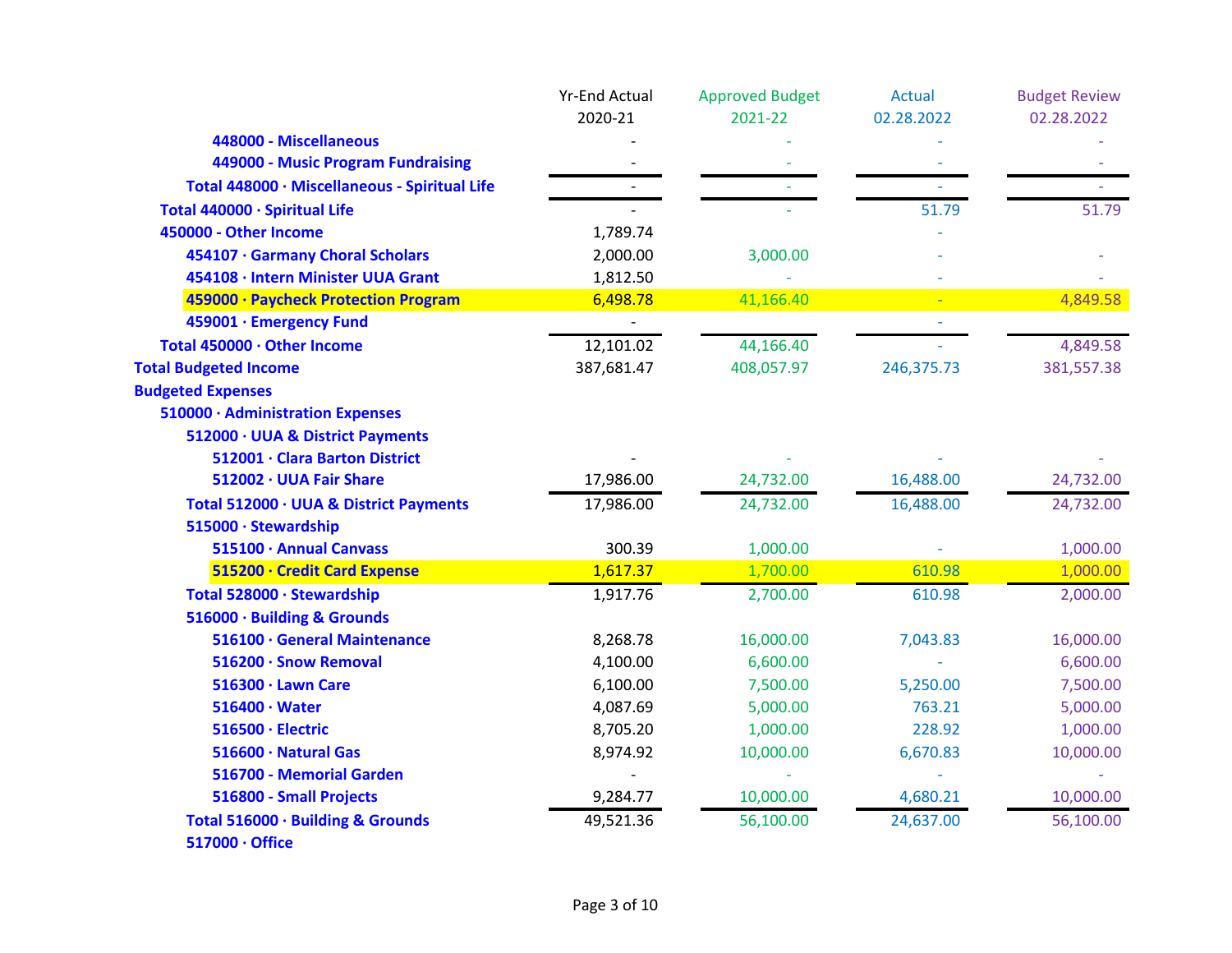| | Yr-End Actual 2020-21 | Approved Budget 2021-22 | Actual 02.28.2022 | Budget Review 02.28.2022 |
|---|---|---|---|---|
| 448000 - Miscellaneous | - | - | - | - |
| 449000 - Music Program Fundraising | - | - | - | - |
| Total 448000 · Miscellaneous - Spiritual Life | - | - | - | - |
| Total 440000 · Spiritual Life | - | - | 51.79 | 51.79 |
| 450000 - Other Income | 1,789.74 | | - | |
| 454107 · Garmany Choral Scholars | 2,000.00 | 3,000.00 | - | - |
| 454108 · Intern Minister UUA Grant | 1,812.50 | - | - | - |
| 459000 · Paycheck Protection Program | 6,498.78 | 41,166.40 | - | 4,849.58 |
| 459001 · Emergency Fund | - | | - | |
| Total 450000 · Other Income | 12,101.02 | 44,166.40 | - | 4,849.58 |
| Total Budgeted Income | 387,681.47 | 408,057.97 | 246,375.73 | 381,557.38 |
| Budgeted Expenses | | | | |
| 510000 · Administration Expenses | | | | |
| 512000 · UUA & District Payments | | | | |
| 512001 · Clara Barton District | - | - | - | - |
| 512002 · UUA Fair Share | 17,986.00 | 24,732.00 | 16,488.00 | 24,732.00 |
| Total 512000 · UUA & District Payments | 17,986.00 | 24,732.00 | 16,488.00 | 24,732.00 |
| 515000 · Stewardship | | | | |
| 515100 · Annual Canvass | 300.39 | 1,000.00 | - | 1,000.00 |
| 515200 · Credit Card Expense | 1,617.37 | 1,700.00 | 610.98 | 1,000.00 |
| Total 528000 · Stewardship | 1,917.76 | 2,700.00 | 610.98 | 2,000.00 |
| 516000 · Building & Grounds | | | | |
| 516100 · General Maintenance | 8,268.78 | 16,000.00 | 7,043.83 | 16,000.00 |
| 516200 · Snow Removal | 4,100.00 | 6,600.00 | - | 6,600.00 |
| 516300 · Lawn Care | 6,100.00 | 7,500.00 | 5,250.00 | 7,500.00 |
| 516400 · Water | 4,087.69 | 5,000.00 | 763.21 | 5,000.00 |
| 516500 · Electric | 8,705.20 | 1,000.00 | 228.92 | 1,000.00 |
| 516600 · Natural Gas | 8,974.92 | 10,000.00 | 6,670.83 | 10,000.00 |
| 516700 - Memorial Garden | - | - | - | - |
| 516800 - Small Projects | 9,284.77 | 10,000.00 | 4,680.21 | 10,000.00 |
| Total 516000 · Building & Grounds | 49,521.36 | 56,100.00 | 24,637.00 | 56,100.00 |
| 517000 · Office | | | | |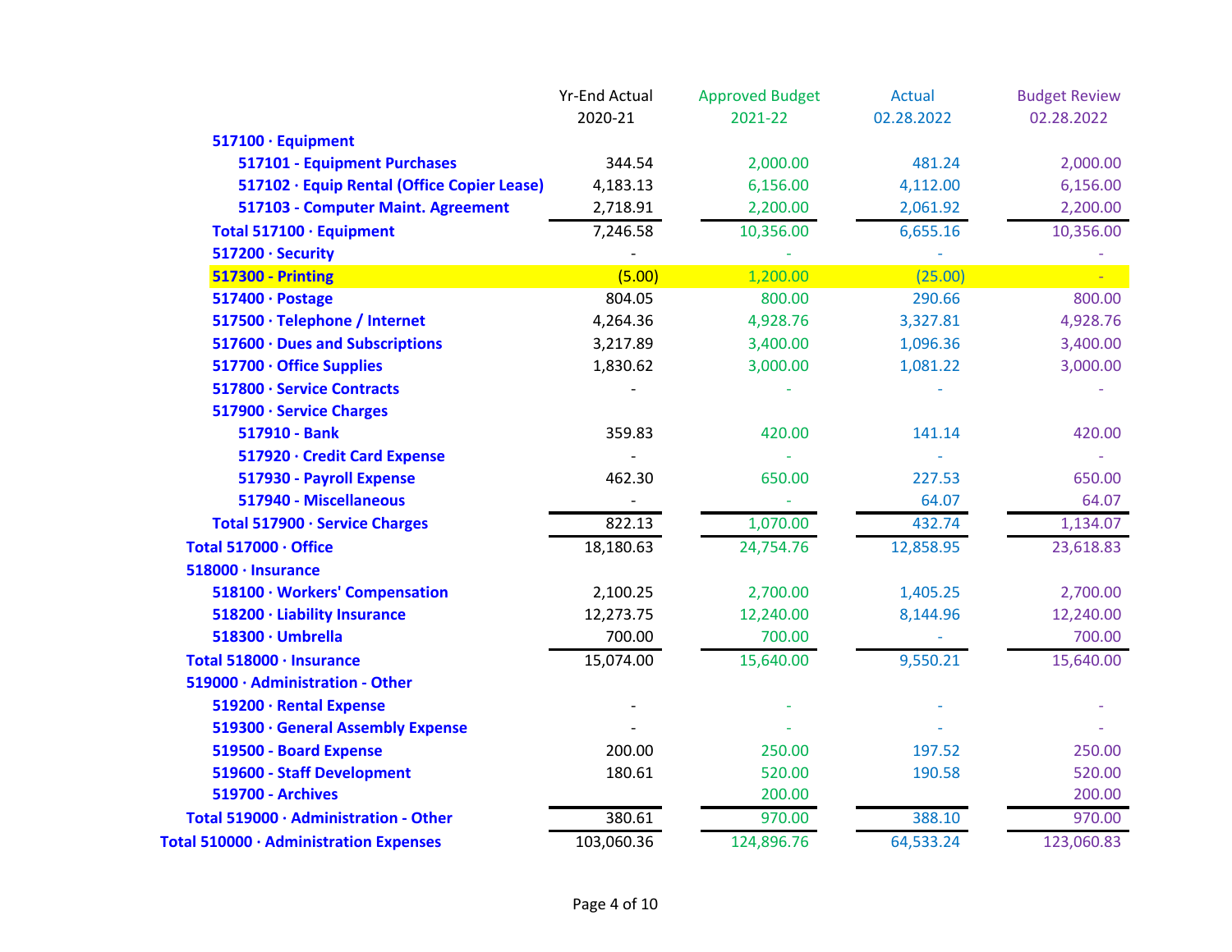| | Yr-End Actual 2020-21 | Approved Budget 2021-22 | Actual 02.28.2022 | Budget Review 02.28.2022 |
|---|---|---|---|---|
| **517100 · Equipment** | | | | |
| **517101 - Equipment Purchases** | 344.54 | 2,000.00 | 481.24 | 2,000.00 |
| **517102 · Equip Rental (Office Copier Lease)** | 4,183.13 | 6,156.00 | 4,112.00 | 6,156.00 |
| **517103 - Computer Maint. Agreement** | 2,718.91 | 2,200.00 | 2,061.92 | 2,200.00 |
| **Total 517100 · Equipment** | 7,246.58 | 10,356.00 | 6,655.16 | 10,356.00 |
| **517200 · Security** | - | - | - | - |
| **517300 - Printing** | (5.00) | 1,200.00 | (25.00) | - |
| **517400 · Postage** | 804.05 | 800.00 | 290.66 | 800.00 |
| **517500 · Telephone / Internet** | 4,264.36 | 4,928.76 | 3,327.81 | 4,928.76 |
| **517600 · Dues and Subscriptions** | 3,217.89 | 3,400.00 | 1,096.36 | 3,400.00 |
| **517700 · Office Supplies** | 1,830.62 | 3,000.00 | 1,081.22 | 3,000.00 |
| **517800 · Service Contracts** | - | - | - | - |
| **517900 · Service Charges** | | | | |
| **517910 - Bank** | 359.83 | 420.00 | 141.14 | 420.00 |
| **517920 · Credit Card Expense** | - | - | - | - |
| **517930 - Payroll Expense** | 462.30 | 650.00 | 227.53 | 650.00 |
| **517940 - Miscellaneous** | - | - | 64.07 | 64.07 |
| **Total 517900 · Service Charges** | 822.13 | 1,070.00 | 432.74 | 1,134.07 |
| **Total 517000 · Office** | 18,180.63 | 24,754.76 | 12,858.95 | 23,618.83 |
| **518000 · Insurance** | | | | |
| **518100 · Workers' Compensation** | 2,100.25 | 2,700.00 | 1,405.25 | 2,700.00 |
| **518200 · Liability Insurance** | 12,273.75 | 12,240.00 | 8,144.96 | 12,240.00 |
| **518300 · Umbrella** | 700.00 | 700.00 | - | 700.00 |
| **Total 518000 · Insurance** | 15,074.00 | 15,640.00 | 9,550.21 | 15,640.00 |
| **519000 · Administration - Other** | | | | |
| **519200 · Rental Expense** | - | - | - | - |
| **519300 · General Assembly Expense** | - | - | - | - |
| **519500 - Board Expense** | 200.00 | 250.00 | 197.52 | 250.00 |
| **519600 - Staff Development** | 180.61 | 520.00 | 190.58 | 520.00 |
| **519700 - Archives** | | 200.00 | | 200.00 |
| **Total 519000 · Administration - Other** | 380.61 | 970.00 | 388.10 | 970.00 |
| **Total 510000 · Administration Expenses** | 103,060.36 | 124,896.76 | 64,533.24 | 123,060.83 |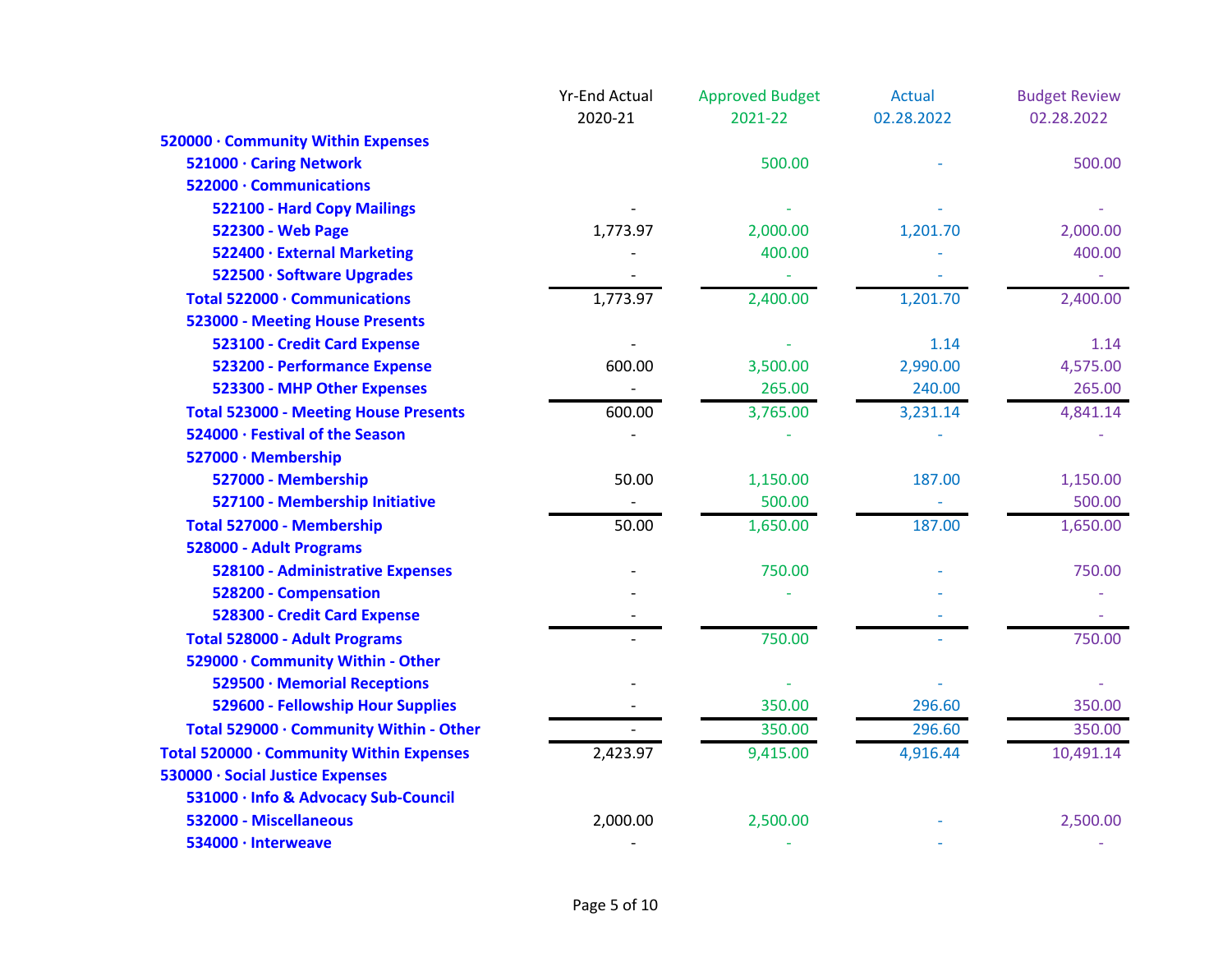| | Yr-End Actual 2020-21 | Approved Budget 2021-22 | Actual 02.28.2022 | Budget Review 02.28.2022 |
|---|---|---|---|---|
| **520000 · Community Within Expenses** | | | | |
| **521000 · Caring Network** | | 500.00 | - | 500.00 |
| **522000 · Communications** | | | | |
| **522100 - Hard Copy Mailings** | - | - | - | - |
| **522300 - Web Page** | 1,773.97 | 2,000.00 | 1,201.70 | 2,000.00 |
| **522400 · External Marketing** | - | 400.00 | - | 400.00 |
| **522500 · Software Upgrades** | - | - | - | - |
| **Total 522000 · Communications** | 1,773.97 | 2,400.00 | 1,201.70 | 2,400.00 |
| **523000 - Meeting House Presents** | | | | |
| **523100 - Credit Card Expense** | - | - | 1.14 | 1.14 |
| **523200 - Performance Expense** | 600.00 | 3,500.00 | 2,990.00 | 4,575.00 |
| **523300 - MHP Other Expenses** | - | 265.00 | 240.00 | 265.00 |
| **Total 523000 - Meeting House Presents** | 600.00 | 3,765.00 | 3,231.14 | 4,841.14 |
| **524000 · Festival of the Season** | - | - | - | - |
| **527000 · Membership** | | | | |
| **527000 - Membership** | 50.00 | 1,150.00 | 187.00 | 1,150.00 |
| **527100 - Membership Initiative** | - | 500.00 | - | 500.00 |
| **Total 527000 - Membership** | 50.00 | 1,650.00 | 187.00 | 1,650.00 |
| **528000 - Adult Programs** | | | | |
| **528100 - Administrative Expenses** | - | 750.00 | - | 750.00 |
| **528200 - Compensation** | - | - | - | - |
| **528300 - Credit Card Expense** | - | | - | - |
| **Total 528000 - Adult Programs** | - | 750.00 | - | 750.00 |
| **529000 · Community Within - Other** | | | | |
| **529500 · Memorial Receptions** | - | - | - | - |
| **529600 - Fellowship Hour Supplies** | - | 350.00 | 296.60 | 350.00 |
| **Total 529000 · Community Within - Other** | - | 350.00 | 296.60 | 350.00 |
| **Total 520000 · Community Within Expenses** | 2,423.97 | 9,415.00 | 4,916.44 | 10,491.14 |
| **530000 · Social Justice Expenses** | | | | |
| **531000 · Info & Advocacy Sub-Council** | | | | |
| **532000 - Miscellaneous** | 2,000.00 | 2,500.00 | - | 2,500.00 |
| **534000 · Interweave** | - | - | - | - |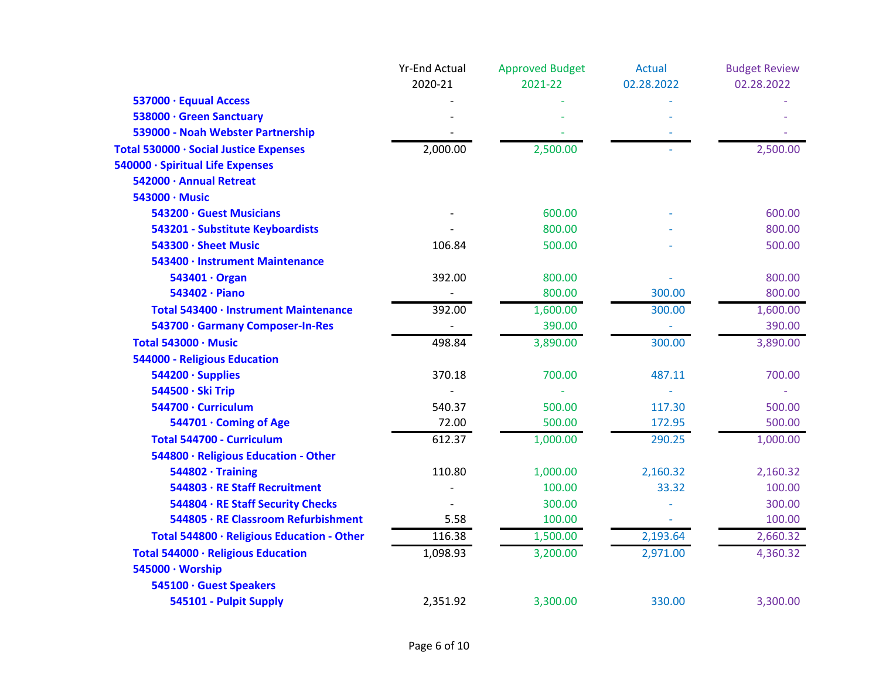| | Yr-End Actual 2020-21 | Approved Budget 2021-22 | Actual 02.28.2022 | Budget Review 02.28.2022 |
|---|---|---|---|---|
| 537000 · Equal Access | - | - | - | - |
| 538000 · Green Sanctuary | - | - | - | - |
| 539000 - Noah Webster Partnership | - | - | - | - |
| Total 530000 · Social Justice Expenses | 2,000.00 | 2,500.00 | - | 2,500.00 |
| 540000 · Spiritual Life Expenses | | | | |
| 542000 · Annual Retreat | | | | |
| 543000 · Music | | | | |
| 543200 · Guest Musicians | - | 600.00 | - | 600.00 |
| 543201 - Substitute Keyboardists | - | 800.00 | - | 800.00 |
| 543300 · Sheet Music | 106.84 | 500.00 | - | 500.00 |
| 543400 · Instrument Maintenance | | | | |
| 543401 · Organ | 392.00 | 800.00 | - | 800.00 |
| 543402 · Piano | - | 800.00 | 300.00 | 800.00 |
| Total 543400 · Instrument Maintenance | 392.00 | 1,600.00 | 300.00 | 1,600.00 |
| 543700 · Garmany Composer-In-Res | - | 390.00 | - | 390.00 |
| Total 543000 · Music | 498.84 | 3,890.00 | 300.00 | 3,890.00 |
| 544000 - Religious Education | | | | |
| 544200 · Supplies | 370.18 | 700.00 | 487.11 | 700.00 |
| 544500 · Ski Trip | - | - | - | - |
| 544700 · Curriculum | 540.37 | 500.00 | 117.30 | 500.00 |
| 544701 · Coming of Age | 72.00 | 500.00 | 172.95 | 500.00 |
| Total 544700 - Curriculum | 612.37 | 1,000.00 | 290.25 | 1,000.00 |
| 544800 · Religious Education - Other | | | | |
| 544802 · Training | 110.80 | 1,000.00 | 2,160.32 | 2,160.32 |
| 544803 · RE Staff Recruitment | - | 100.00 | 33.32 | 100.00 |
| 544804 · RE Staff Security Checks | - | 300.00 | - | 300.00 |
| 544805 · RE Classroom Refurbishment | 5.58 | 100.00 | - | 100.00 |
| Total 544800 · Religious Education - Other | 116.38 | 1,500.00 | 2,193.64 | 2,660.32 |
| Total 544000 · Religious Education | 1,098.93 | 3,200.00 | 2,971.00 | 4,360.32 |
| 545000 · Worship | | | | |
| 545100 · Guest Speakers | | | | |
| 545101 - Pulpit Supply | 2,351.92 | 3,300.00 | 330.00 | 3,300.00 |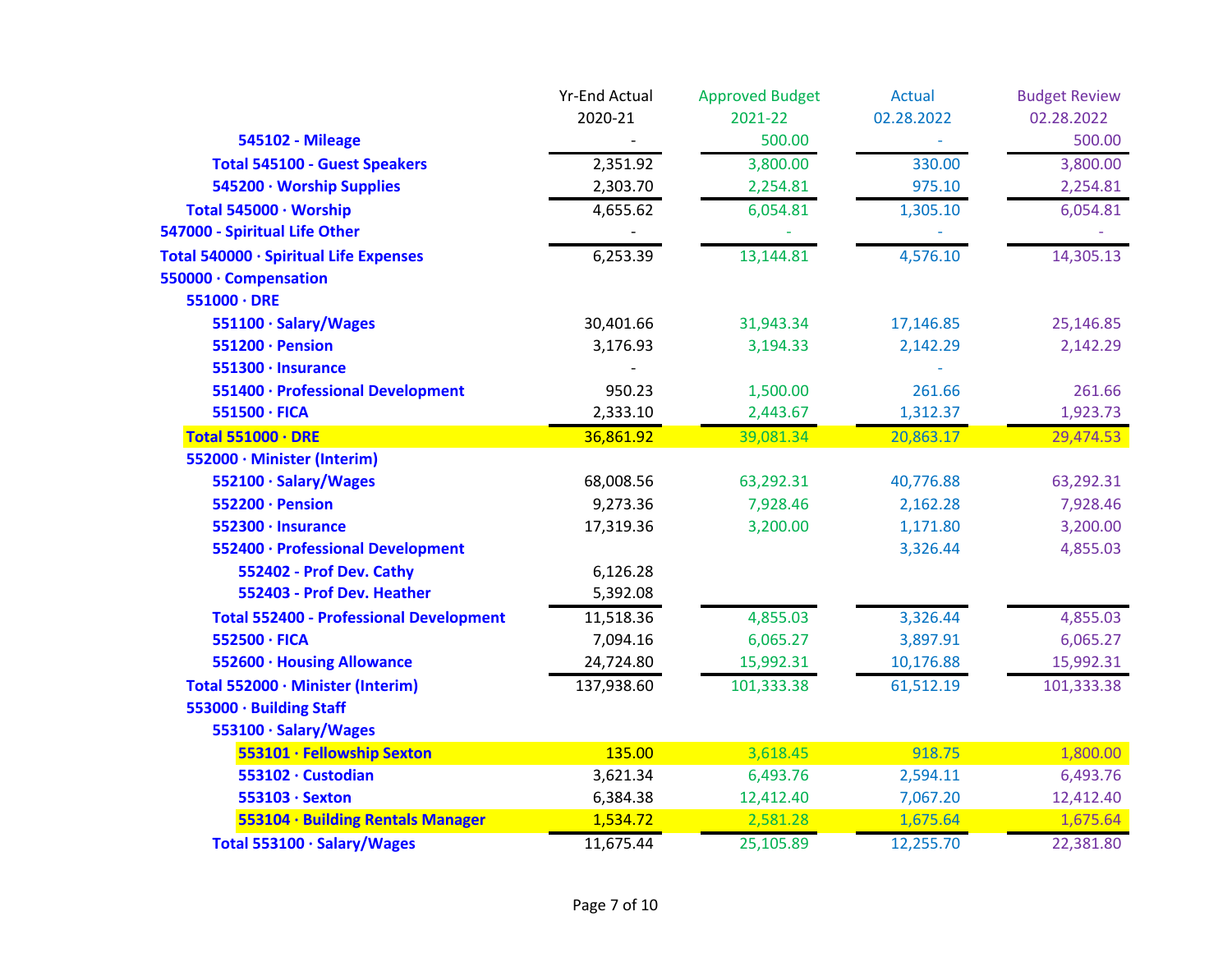| | Yr-End Actual 2020-21 | Approved Budget 2021-22 | Actual 02.28.2022 | Budget Review 02.28.2022 |
|---|---|---|---|---|
| 545102 - Mileage | - | 500.00 | - | 500.00 |
| **Total 545100 - Guest Speakers** | 2,351.92 | 3,800.00 | 330.00 | 3,800.00 |
| 545200 · Worship Supplies | 2,303.70 | 2,254.81 | 975.10 | 2,254.81 |
| **Total 545000 · Worship** | 4,655.62 | 6,054.81 | 1,305.10 | 6,054.81 |
| 547000 - Spiritual Life Other | - | - | - | - |
| **Total 540000 · Spiritual Life Expenses** | 6,253.39 | 13,144.81 | 4,576.10 | 14,305.13 |
| 550000 · Compensation | | | | |
| 551000 · DRE | | | | |
| 551100 · Salary/Wages | 30,401.66 | 31,943.34 | 17,146.85 | 25,146.85 |
| 551200 · Pension | 3,176.93 | 3,194.33 | 2,142.29 | 2,142.29 |
| 551300 · Insurance | - | | - | |
| 551400 · Professional Development | 950.23 | 1,500.00 | 261.66 | 261.66 |
| 551500 · FICA | 2,333.10 | 2,443.67 | 1,312.37 | 1,923.73 |
| **Total 551000 · DRE** | 36,861.92 | 39,081.34 | 20,863.17 | 29,474.53 |
| 552000 · Minister (Interim) | | | | |
| 552100 · Salary/Wages | 68,008.56 | 63,292.31 | 40,776.88 | 63,292.31 |
| 552200 · Pension | 9,273.36 | 7,928.46 | 2,162.28 | 7,928.46 |
| 552300 · Insurance | 17,319.36 | 3,200.00 | 1,171.80 | 3,200.00 |
| 552400 · Professional Development | | | 3,326.44 | 4,855.03 |
| 552402 - Prof Dev. Cathy | 6,126.28 | | | |
| 552403 - Prof Dev. Heather | 5,392.08 | | | |
| **Total 552400 - Professional Development** | 11,518.36 | 4,855.03 | 3,326.44 | 4,855.03 |
| 552500 · FICA | 7,094.16 | 6,065.27 | 3,897.91 | 6,065.27 |
| 552600 · Housing Allowance | 24,724.80 | 15,992.31 | 10,176.88 | 15,992.31 |
| **Total 552000 · Minister (Interim)** | 137,938.60 | 101,333.38 | 61,512.19 | 101,333.38 |
| 553000 · Building Staff | | | | |
| 553100 · Salary/Wages | | | | |
| 553101 · Fellowship Sexton | 135.00 | 3,618.45 | 918.75 | 1,800.00 |
| 553102 · Custodian | 3,621.34 | 6,493.76 | 2,594.11 | 6,493.76 |
| 553103 · Sexton | 6,384.38 | 12,412.40 | 7,067.20 | 12,412.40 |
| 553104 · Building Rentals Manager | 1,534.72 | 2,581.28 | 1,675.64 | 1,675.64 |
| **Total 553100 · Salary/Wages** | 11,675.44 | 25,105.89 | 12,255.70 | 22,381.80 |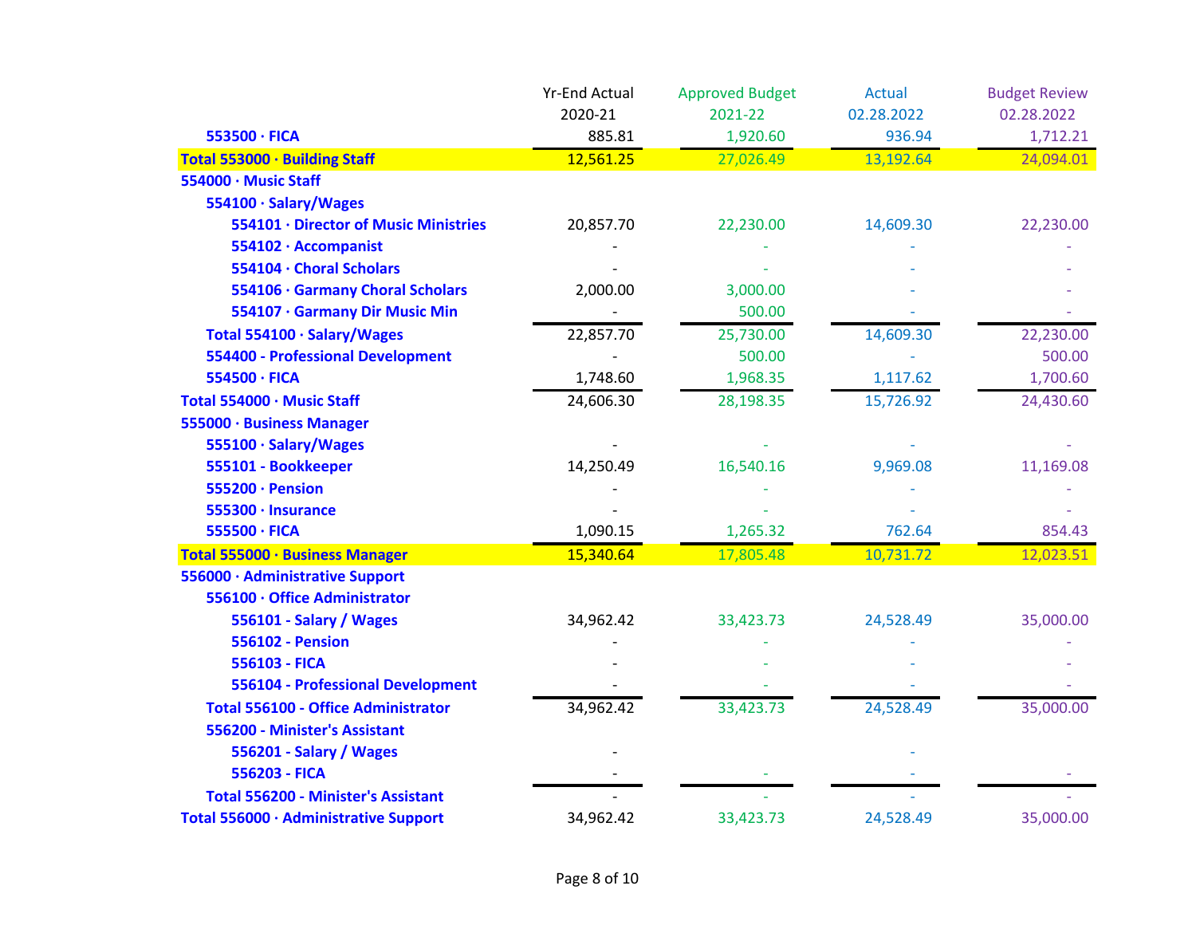| | Yr-End Actual 2020-21 | Approved Budget 2021-22 | Actual 02.28.2022 | Budget Review 02.28.2022 |
|---|---|---|---|---|
| 553500 · FICA | 885.81 | 1,920.60 | 936.94 | 1,712.21 |
| **Total 553000 · Building Staff** | 12,561.25 | 27,026.49 | 13,192.64 | 24,094.01 |
| **554000 · Music Staff** | | | | |
| 554100 · Salary/Wages | | | | |
| 554101 · Director of Music Ministries | 20,857.70 | 22,230.00 | 14,609.30 | 22,230.00 |
| 554102 · Accompanist | - | - | - | - |
| 554104 · Choral Scholars | - | - | - | - |
| 554106 · Garmany Choral Scholars | 2,000.00 | 3,000.00 | - | - |
| 554107 · Garmany Dir Music Min | - | 500.00 | - | - |
| Total 554100 · Salary/Wages | 22,857.70 | 25,730.00 | 14,609.30 | 22,230.00 |
| 554400 - Professional Development | - | 500.00 | - | 500.00 |
| 554500 · FICA | 1,748.60 | 1,968.35 | 1,117.62 | 1,700.60 |
| Total 554000 · Music Staff | 24,606.30 | 28,198.35 | 15,726.92 | 24,430.60 |
| **555000 · Business Manager** | | | | |
| 555100 · Salary/Wages | - | - | - | - |
| 555101 - Bookkeeper | 14,250.49 | 16,540.16 | 9,969.08 | 11,169.08 |
| 555200 · Pension | - | - | - | - |
| 555300 · Insurance | - | - | - | - |
| 555500 · FICA | 1,090.15 | 1,265.32 | 762.64 | 854.43 |
| **Total 555000 · Business Manager** | 15,340.64 | 17,805.48 | 10,731.72 | 12,023.51 |
| **556000 · Administrative Support** | | | | |
| 556100 · Office Administrator | | | | |
| 556101 - Salary / Wages | 34,962.42 | 33,423.73 | 24,528.49 | 35,000.00 |
| 556102 - Pension | - | - | - | - |
| 556103 - FICA | - | - | - | - |
| 556104 - Professional Development | - | - | - | - |
| Total 556100 - Office Administrator | 34,962.42 | 33,423.73 | 24,528.49 | 35,000.00 |
| 556200 - Minister's Assistant | | | | |
| 556201 - Salary / Wages | - | | - | |
| 556203 - FICA | - | - | - | - |
| Total 556200 - Minister's Assistant | - | - | - | - |
| Total 556000 · Administrative Support | 34,962.42 | 33,423.73 | 24,528.49 | 35,000.00 |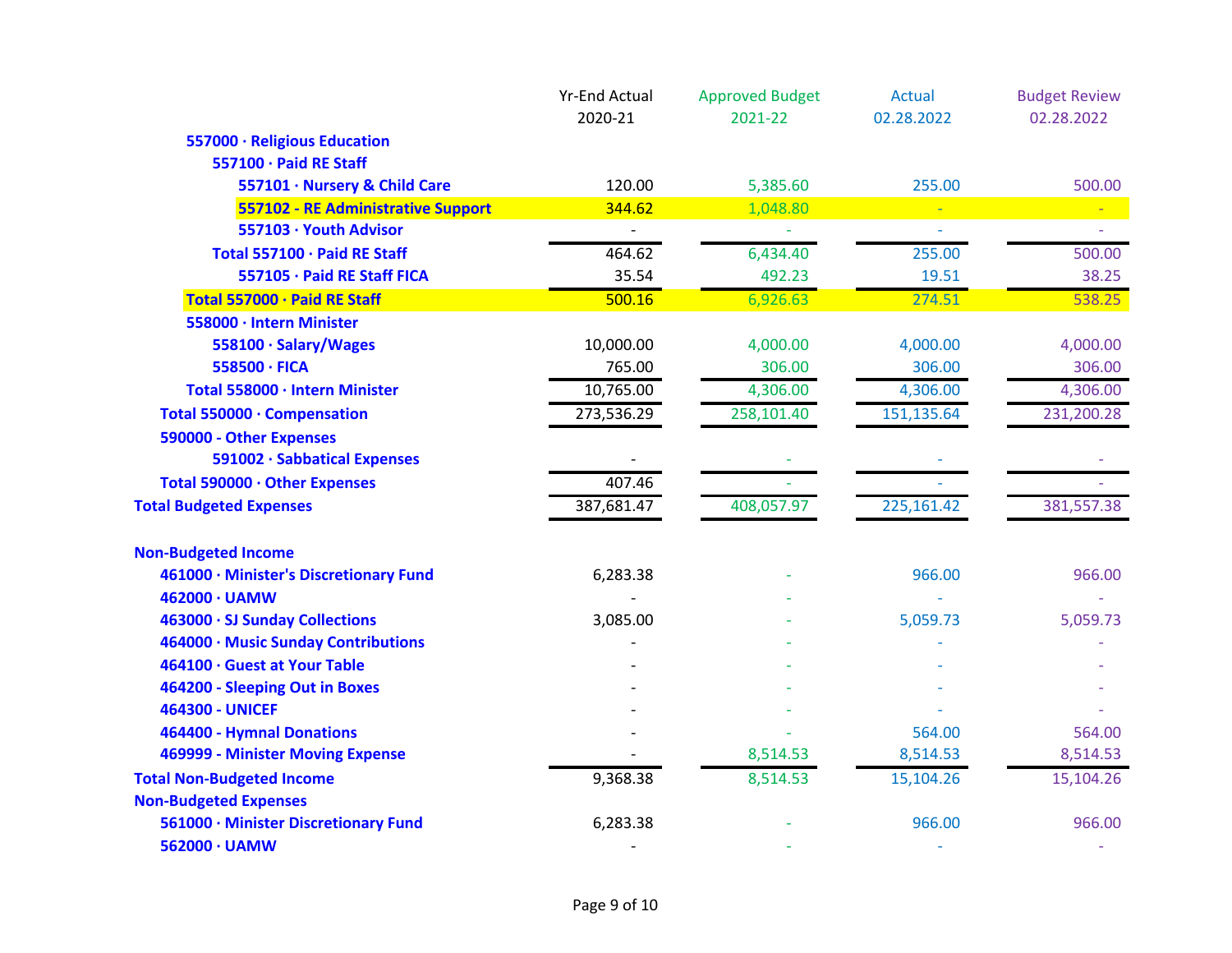| | Yr-End Actual 2020-21 | Approved Budget 2021-22 | Actual 02.28.2022 | Budget Review 02.28.2022 |
|---|---|---|---|---|
| **557000 · Religious Education** | | | | |
| **557100 · Paid RE Staff** | | | | |
| **557101 · Nursery & Child Care** | 120.00 | 5,385.60 | 255.00 | 500.00 |
| **557102 - RE Administrative Support** | 344.62 | 1,048.80 | - | - |
| **557103 · Youth Advisor** | - | - | - | - |
| **Total 557100 · Paid RE Staff** | 464.62 | 6,434.40 | 255.00 | 500.00 |
| **557105 · Paid RE Staff FICA** | 35.54 | 492.23 | 19.51 | 38.25 |
| **Total 557000 · Paid RE Staff** | 500.16 | 6,926.63 | 274.51 | 538.25 |
| **558000 · Intern Minister** | | | | |
| **558100 · Salary/Wages** | 10,000.00 | 4,000.00 | 4,000.00 | 4,000.00 |
| **558500 · FICA** | 765.00 | 306.00 | 306.00 | 306.00 |
| **Total 558000 · Intern Minister** | 10,765.00 | 4,306.00 | 4,306.00 | 4,306.00 |
| **Total 550000 · Compensation** | 273,536.29 | 258,101.40 | 151,135.64 | 231,200.28 |
| **590000 - Other Expenses** | | | | |
| **591002 · Sabbatical Expenses** | - | - | - | - |
| **Total 590000 · Other Expenses** | 407.46 | - | - | - |
| **Total Budgeted Expenses** | 387,681.47 | 408,057.97 | 225,161.42 | 381,557.38 |
| | | | | |
| **Non-Budgeted Income** | | | | |
| **461000 · Minister's Discretionary Fund** | 6,283.38 | - | 966.00 | 966.00 |
| **462000 · UAMW** | - | - | - | - |
| **463000 · SJ Sunday Collections** | 3,085.00 | - | 5,059.73 | 5,059.73 |
| **464000 · Music Sunday Contributions** | - | - | - | - |
| **464100 · Guest at Your Table** | - | - | - | - |
| **464200 - Sleeping Out in Boxes** | - | - | - | - |
| **464300 - UNICEF** | - | - | - | - |
| **464400 - Hymnal Donations** | - | - | 564.00 | 564.00 |
| **469999 - Minister Moving Expense** | - | 8,514.53 | 8,514.53 | 8,514.53 |
| **Total Non-Budgeted Income** | 9,368.38 | 8,514.53 | 15,104.26 | 15,104.26 |
| **Non-Budgeted Expenses** | | | | |
| **561000 · Minister Discretionary Fund** | 6,283.38 | - | 966.00 | 966.00 |
| **562000 · UAMW** | - | - | - | - |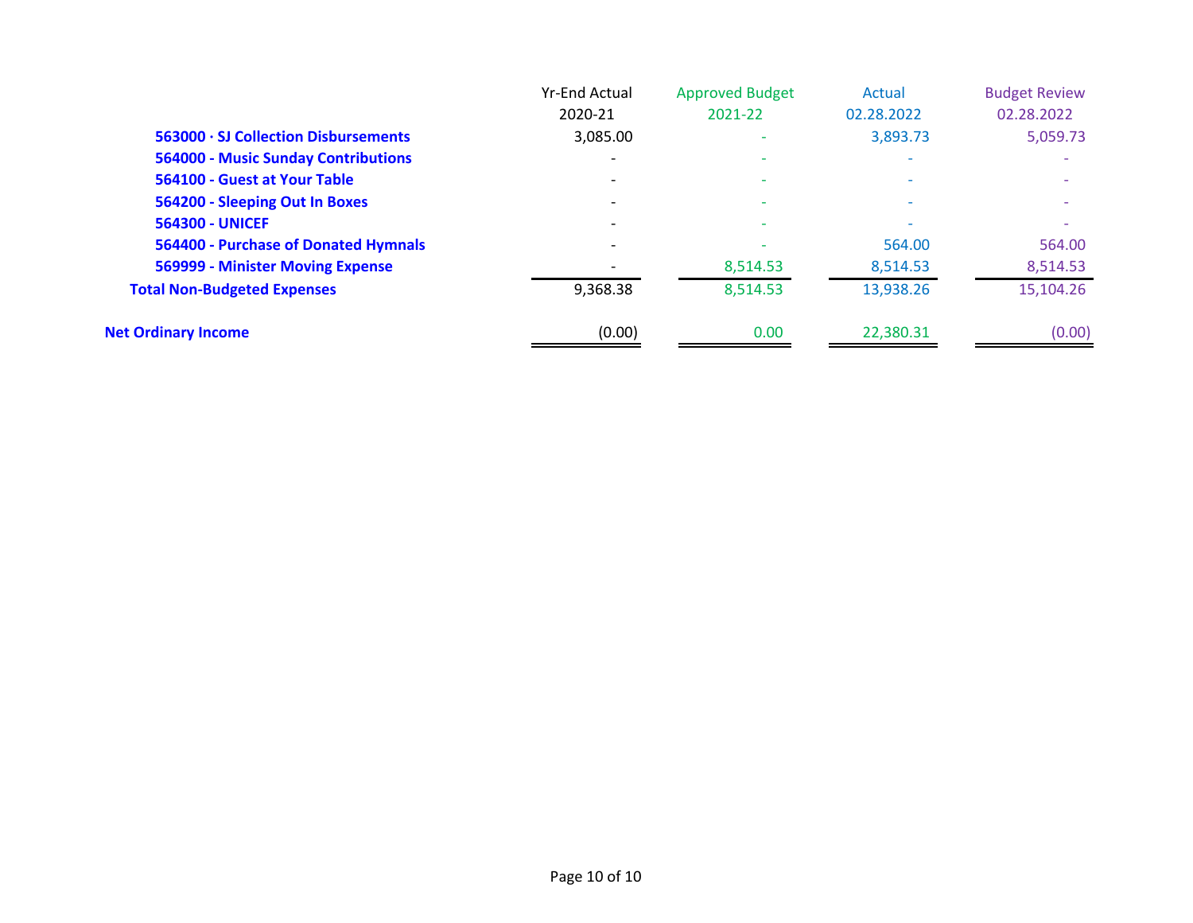| | Yr-End Actual 2020-21 | Approved Budget 2021-22 | Actual 02.28.2022 | Budget Review 02.28.2022 |
|---|---|---|---|---|
| **563000 · SJ Collection Disbursements** | 3,085.00 | - | 3,893.73 | 5,059.73 |
| **564000 - Music Sunday Contributions** | - | - | - | - |
| **564100 - Guest at Your Table** | - | - | - | - |
| **564200 - Sleeping Out In Boxes** | - | - | - | - |
| **564300 - UNICEF** | - | - | - | - |
| **564400 - Purchase of Donated Hymnals** | - | - | 564.00 | 564.00 |
| **569999 - Minister Moving Expense** | - | 8,514.53 | 8,514.53 | 8,514.53 |
| **Total Non-Budgeted Expenses** | 9,368.38 | 8,514.53 | 13,938.26 | 15,104.26 |
| **Net Ordinary Income** | (0.00) | 0.00 | 22,380.31 | (0.00) |